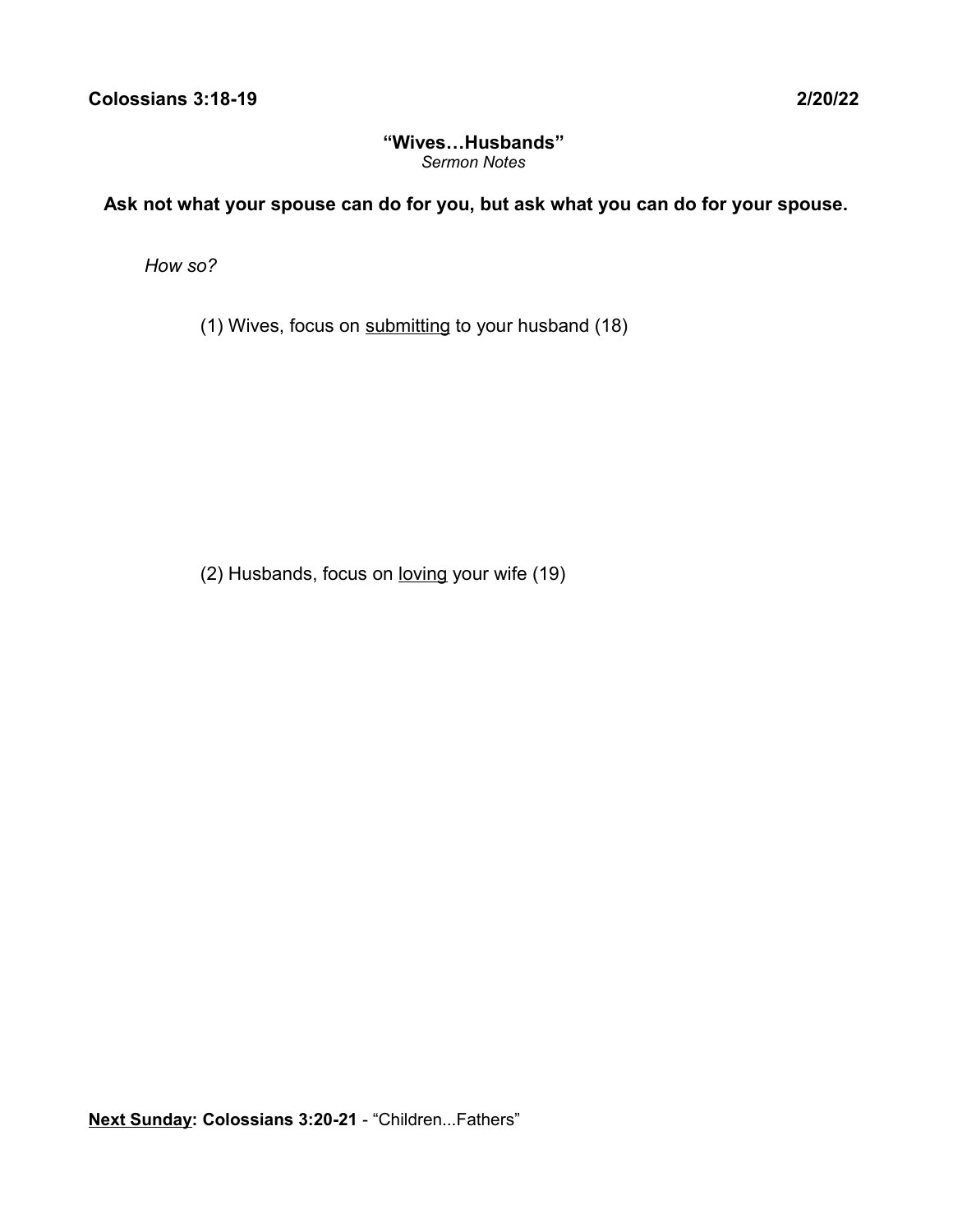**Colossians 3:18-19** **2/20/22**

## "Wives…Husbands"

*Sermon Notes*

**Ask not what your spouse can do for you, but ask what you can do for your spouse.**

*How so?*

(1) Wives, focus on <u>submitting</u> to your husband (18)

(2) Husbands, focus on <u>loving</u> your wife (19)

**<u>Next Sunday</u>: Colossians 3:20-21** - "Children...Fathers"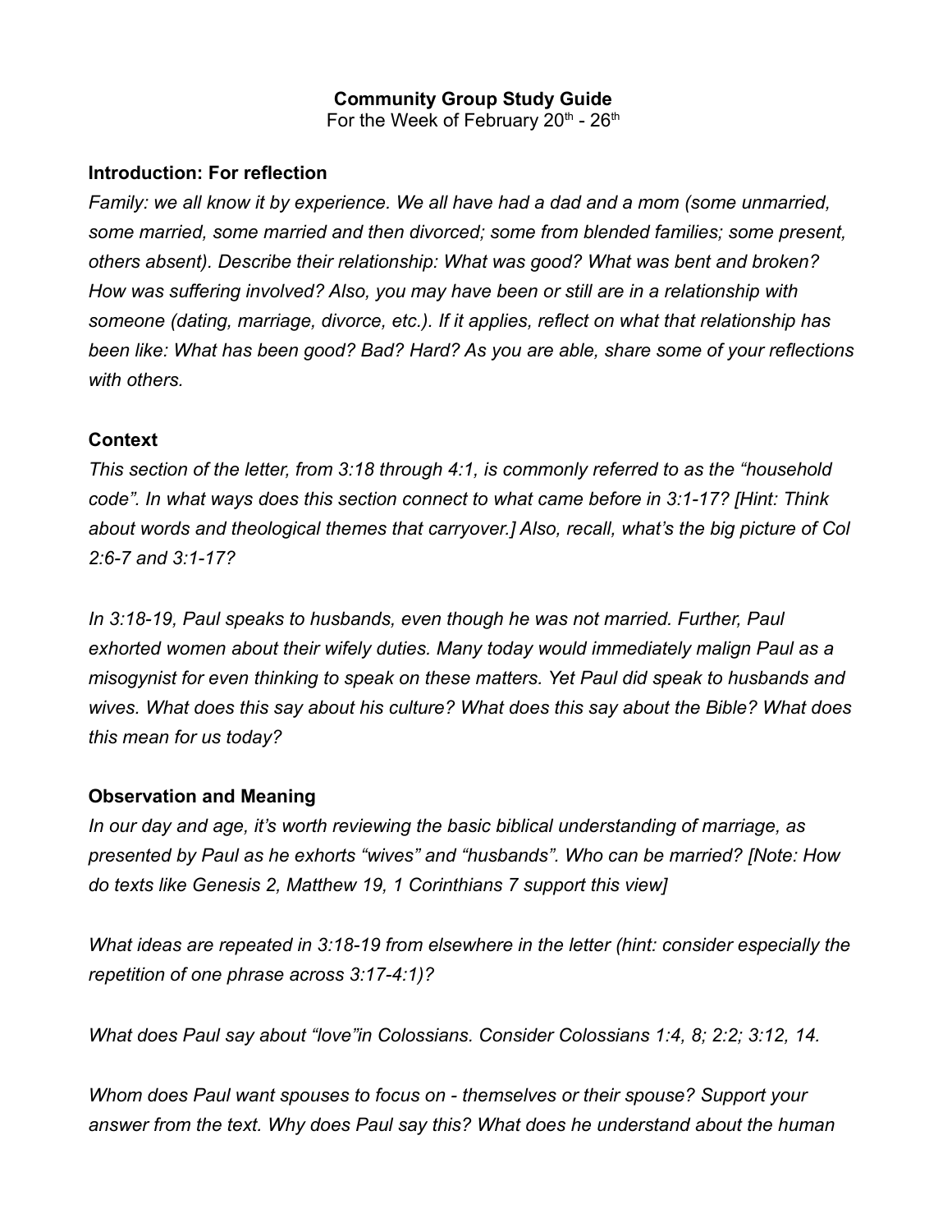**Community Group Study Guide**

For the Week of February 20th - 26th

**Introduction: For reflection**

*Family: we all know it by experience. We all have had a dad and a mom (some unmarried, some married, some married and then divorced; some from blended families; some present, others absent). Describe their relationship: What was good? What was bent and broken? How was suffering involved? Also, you may have been or still are in a relationship with someone (dating, marriage, divorce, etc.). If it applies, reflect on what that relationship has been like: What has been good? Bad? Hard? As you are able, share some of your reflections with others.*

**Context**

*This section of the letter, from 3:18 through 4:1, is commonly referred to as the "household code". In what ways does this section connect to what came before in 3:1-17? [Hint: Think about words and theological themes that carryover.] Also, recall, what's the big picture of Col 2:6-7 and 3:1-17?*

*In 3:18-19, Paul speaks to husbands, even though he was not married. Further, Paul exhorted women about their wifely duties. Many today would immediately malign Paul as a misogynist for even thinking to speak on these matters. Yet Paul did speak to husbands and wives. What does this say about his culture? What does this say about the Bible? What does this mean for us today?*

**Observation and Meaning**

*In our day and age, it's worth reviewing the basic biblical understanding of marriage, as presented by Paul as he exhorts "wives" and "husbands". Who can be married? [Note: How do texts like Genesis 2, Matthew 19, 1 Corinthians 7 support this view]*

*What ideas are repeated in 3:18-19 from elsewhere in the letter (hint: consider especially the repetition of one phrase across 3:17-4:1)?*

*What does Paul say about "love"in Colossians. Consider Colossians 1:4, 8; 2:2; 3:12, 14.*

*Whom does Paul want spouses to focus on - themselves or their spouse? Support your answer from the text. Why does Paul say this? What does he understand about the human*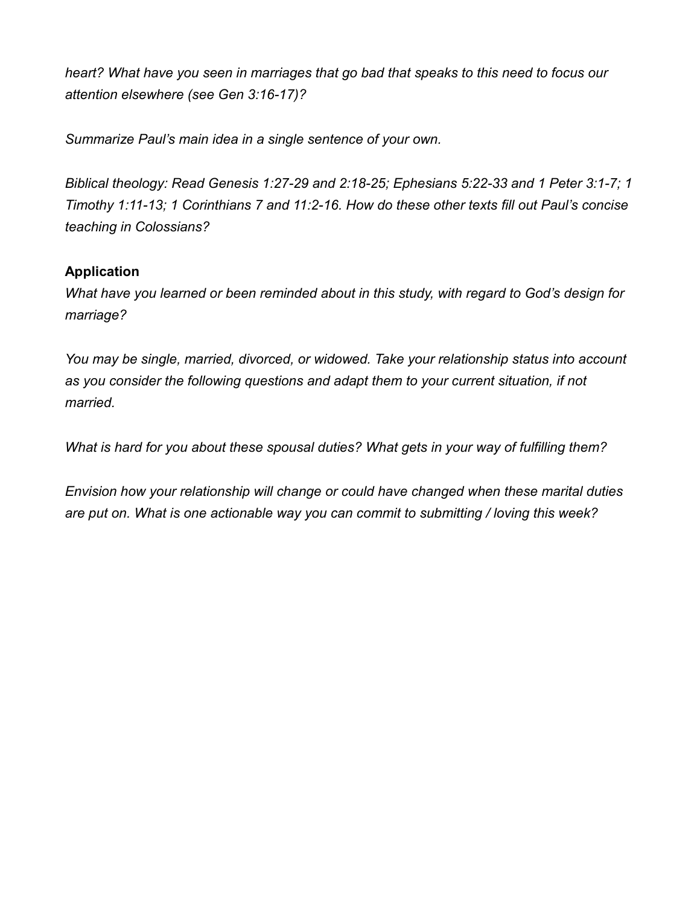*heart? What have you seen in marriages that go bad that speaks to this need to focus our attention elsewhere (see Gen 3:16-17)?*

*Summarize Paul's main idea in a single sentence of your own.*

*Biblical theology: Read Genesis 1:27-29 and 2:18-25; Ephesians 5:22-33 and 1 Peter 3:1-7; 1 Timothy 1:11-13; 1 Corinthians 7 and 11:2-16. How do these other texts fill out Paul's concise teaching in Colossians?*

**Application**

*What have you learned or been reminded about in this study, with regard to God's design for marriage?*

*You may be single, married, divorced, or widowed. Take your relationship status into account as you consider the following questions and adapt them to your current situation, if not married.*

*What is hard for you about these spousal duties? What gets in your way of fulfilling them?*

*Envision how your relationship will change or could have changed when these marital duties are put on. What is one actionable way you can commit to submitting / loving this week?*